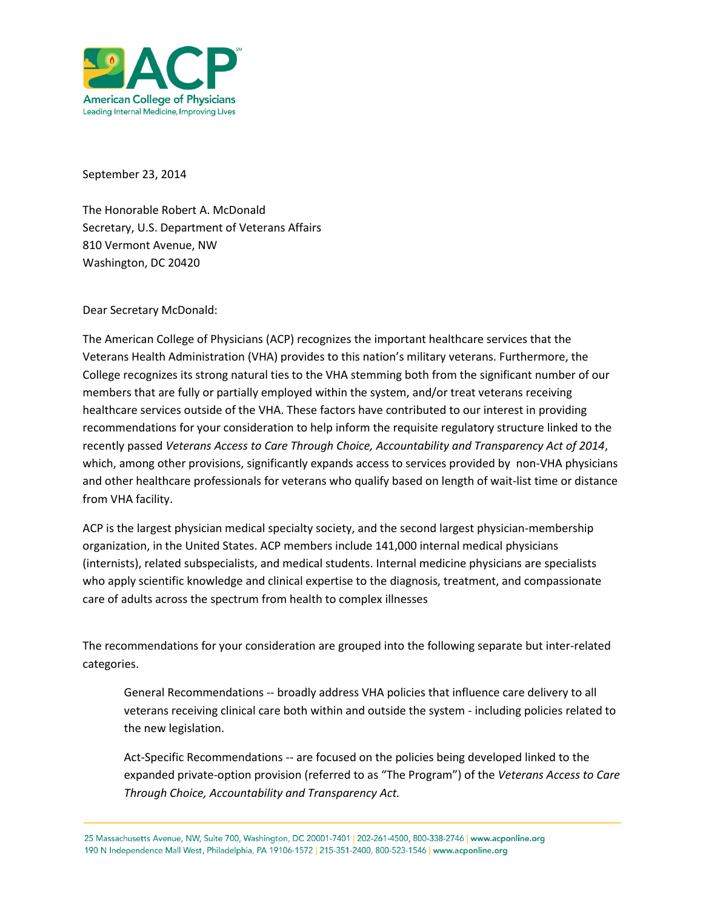**American College of Physicians**
Leading Internal Medicine, Improving Lives

September 23, 2014

The Honorable Robert A. McDonald
Secretary, U.S. Department of Veterans Affairs
810 Vermont Avenue, NW
Washington, DC 20420

Dear Secretary McDonald:

The American College of Physicians (ACP) recognizes the important healthcare services that the Veterans Health Administration (VHA) provides to this nation's military veterans. Furthermore, the College recognizes its strong natural ties to the VHA stemming both from the significant number of our members that are fully or partially employed within the system, and/or treat veterans receiving healthcare services outside of the VHA. These factors have contributed to our interest in providing recommendations for your consideration to help inform the requisite regulatory structure linked to the recently passed *Veterans Access to Care Through Choice, Accountability and Transparency Act of 2014*, which, among other provisions, significantly expands access to services provided by non-VHA physicians and other healthcare professionals for veterans who qualify based on length of wait-list time or distance from VHA facility.

ACP is the largest physician medical specialty society, and the second largest physician-membership organization, in the United States. ACP members include 141,000 internal medical physicians (internists), related subspecialists, and medical students. Internal medicine physicians are specialists who apply scientific knowledge and clinical expertise to the diagnosis, treatment, and compassionate care of adults across the spectrum from health to complex illnesses

The recommendations for your consideration are grouped into the following separate but inter-related categories.

> General Recommendations -- broadly address VHA policies that influence care delivery to all veterans receiving clinical care both within and outside the system - including policies related to the new legislation.
>
> Act-Specific Recommendations -- are focused on the policies being developed linked to the expanded private-option provision (referred to as "The Program") of the *Veterans Access to Care Through Choice, Accountability and Transparency Act.*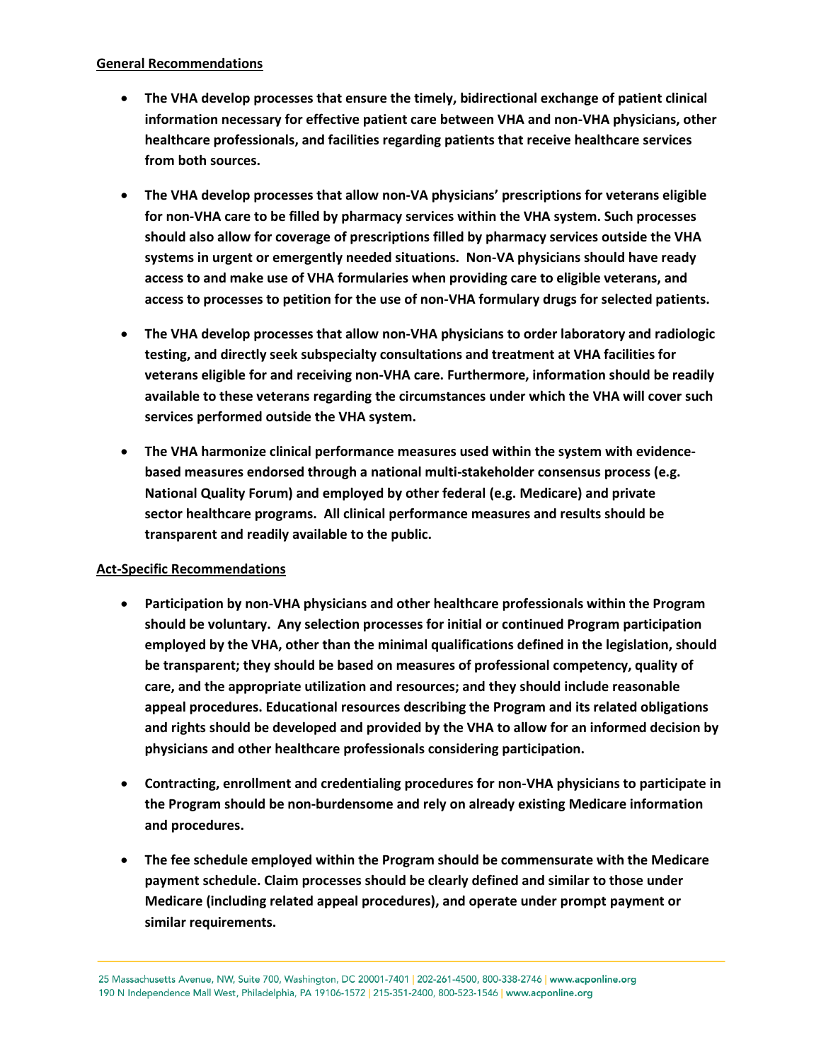**General Recommendations**

- **The VHA develop processes that ensure the timely, bidirectional exchange of patient clinical information necessary for effective patient care between VHA and non-VHA physicians, other healthcare professionals, and facilities regarding patients that receive healthcare services from both sources.**

- **The VHA develop processes that allow non-VA physicians' prescriptions for veterans eligible for non-VHA care to be filled by pharmacy services within the VHA system. Such processes should also allow for coverage of prescriptions filled by pharmacy services outside the VHA systems in urgent or emergently needed situations. Non-VA physicians should have ready access to and make use of VHA formularies when providing care to eligible veterans, and access to processes to petition for the use of non-VHA formulary drugs for selected patients.**

- **The VHA develop processes that allow non-VHA physicians to order laboratory and radiologic testing, and directly seek subspecialty consultations and treatment at VHA facilities for veterans eligible for and receiving non-VHA care. Furthermore, information should be readily available to these veterans regarding the circumstances under which the VHA will cover such services performed outside the VHA system.**

- **The VHA harmonize clinical performance measures used within the system with evidence-based measures endorsed through a national multi-stakeholder consensus process (e.g. National Quality Forum) and employed by other federal (e.g. Medicare) and private sector healthcare programs. All clinical performance measures and results should be transparent and readily available to the public.**

**Act-Specific Recommendations**

- **Participation by non-VHA physicians and other healthcare professionals within the Program should be voluntary. Any selection processes for initial or continued Program participation employed by the VHA, other than the minimal qualifications defined in the legislation, should be transparent; they should be based on measures of professional competency, quality of care, and the appropriate utilization and resources; and they should include reasonable appeal procedures. Educational resources describing the Program and its related obligations and rights should be developed and provided by the VHA to allow for an informed decision by physicians and other healthcare professionals considering participation.**

- **Contracting, enrollment and credentialing procedures for non-VHA physicians to participate in the Program should be non-burdensome and rely on already existing Medicare information and procedures.**

- **The fee schedule employed within the Program should be commensurate with the Medicare payment schedule. Claim processes should be clearly defined and similar to those under Medicare (including related appeal procedures), and operate under prompt payment or similar requirements.**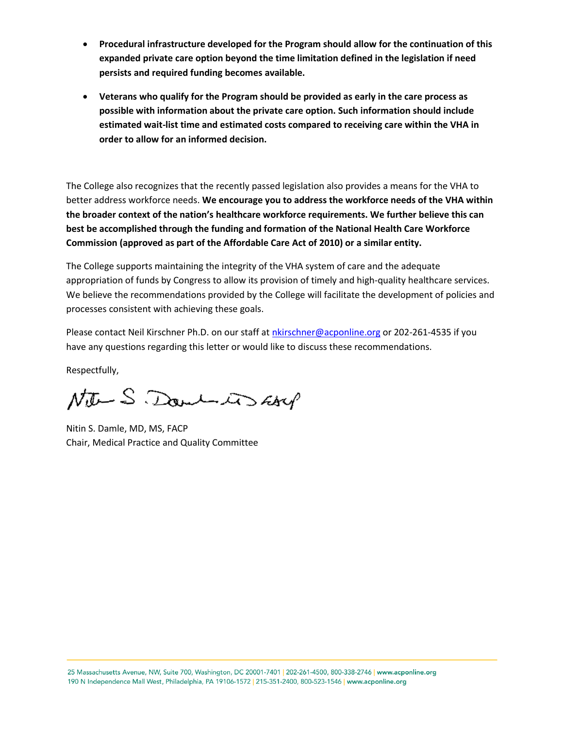- **Procedural infrastructure developed for the Program should allow for the continuation of this expanded private care option beyond the time limitation defined in the legislation if need persists and required funding becomes available.**
- **Veterans who qualify for the Program should be provided as early in the care process as possible with information about the private care option. Such information should include estimated wait-list time and estimated costs compared to receiving care within the VHA in order to allow for an informed decision.**

The College also recognizes that the recently passed legislation also provides a means for the VHA to better address workforce needs. **We encourage you to address the workforce needs of the VHA within the broader context of the nation's healthcare workforce requirements. We further believe this can best be accomplished through the funding and formation of the National Health Care Workforce Commission (approved as part of the Affordable Care Act of 2010) or a similar entity.**

The College supports maintaining the integrity of the VHA system of care and the adequate appropriation of funds by Congress to allow its provision of timely and high-quality healthcare services. We believe the recommendations provided by the College will facilitate the development of policies and processes consistent with achieving these goals.

Please contact Neil Kirschner Ph.D. on our staff at nkirschner@acponline.org or 202-261-4535 if you have any questions regarding this letter or would like to discuss these recommendations.

Respectfully,

Nitin S. Damle, MD, MS, FACP
Chair, Medical Practice and Quality Committee